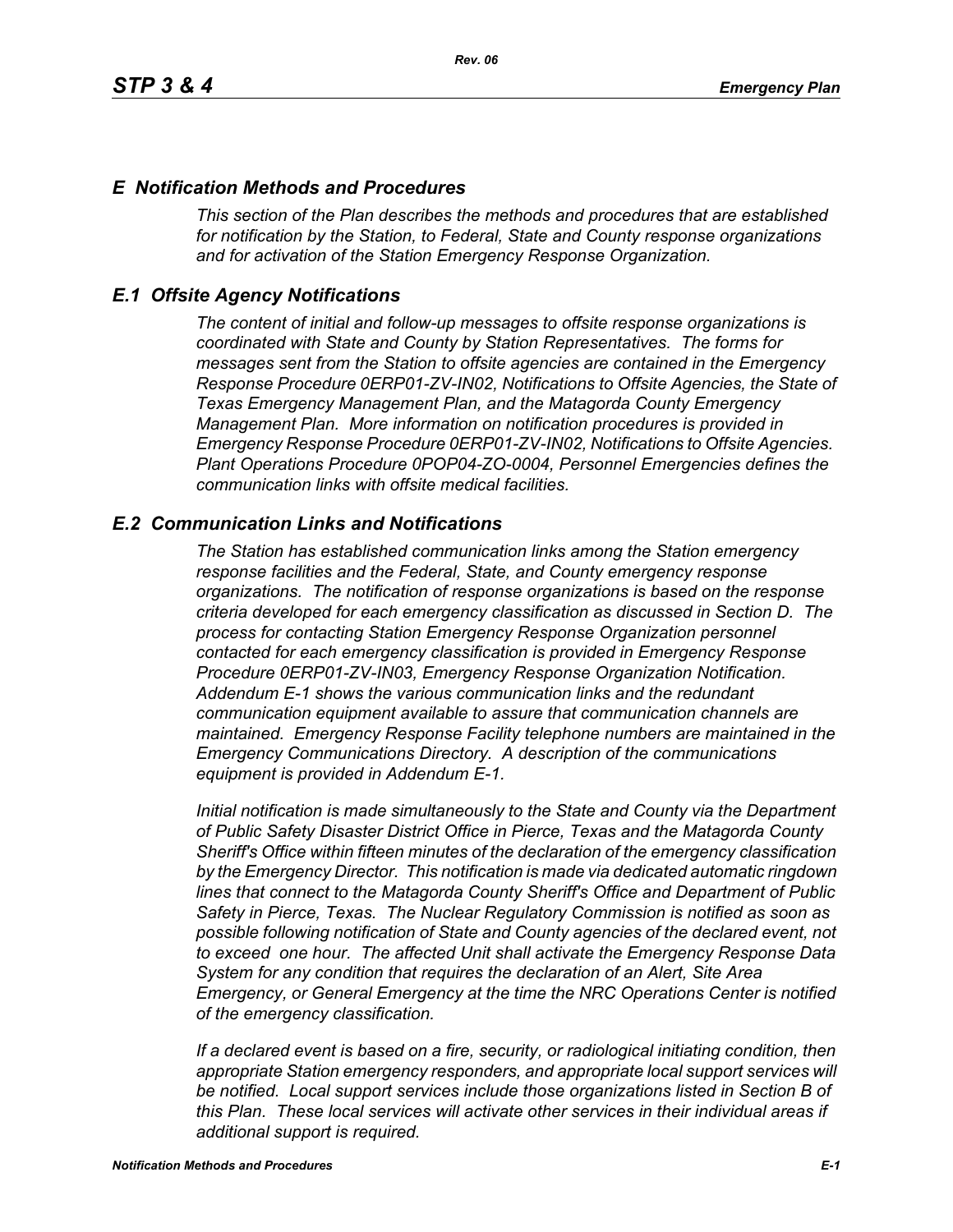# *E Notification Methods and Procedures*

*This section of the Plan describes the methods and procedures that are established for notification by the Station, to Federal, State and County response organizations and for activation of the Station Emergency Response Organization.*

## *E.1 Offsite Agency Notifications*

*The content of initial and follow-up messages to offsite response organizations is coordinated with State and County by Station Representatives. The forms for messages sent from the Station to offsite agencies are contained in the Emergency Response Procedure 0ERP01-ZV-IN02, Notifications to Offsite Agencies, the State of Texas Emergency Management Plan, and the Matagorda County Emergency Management Plan. More information on notification procedures is provided in Emergency Response Procedure 0ERP01-ZV-IN02, Notifications to Offsite Agencies. Plant Operations Procedure 0POP04-ZO-0004, Personnel Emergencies defines the communication links with offsite medical facilities.*

## *E.2 Communication Links and Notifications*

*The Station has established communication links among the Station emergency response facilities and the Federal, State, and County emergency response organizations. The notification of response organizations is based on the response criteria developed for each emergency classification as discussed in Section D. The process for contacting Station Emergency Response Organization personnel contacted for each emergency classification is provided in Emergency Response Procedure 0ERP01-ZV-IN03, Emergency Response Organization Notification. Addendum E-1 shows the various communication links and the redundant communication equipment available to assure that communication channels are maintained. Emergency Response Facility telephone numbers are maintained in the Emergency Communications Directory. A description of the communications equipment is provided in Addendum E-1.*

*Initial notification is made simultaneously to the State and County via the Department of Public Safety Disaster District Office in Pierce, Texas and the Matagorda County Sheriff's Office within fifteen minutes of the declaration of the emergency classification by the Emergency Director. This notification is made via dedicated automatic ringdown lines that connect to the Matagorda County Sheriff's Office and Department of Public Safety in Pierce, Texas. The Nuclear Regulatory Commission is notified as soon as possible following notification of State and County agencies of the declared event, not to exceed one hour. The affected Unit shall activate the Emergency Response Data System for any condition that requires the declaration of an Alert, Site Area Emergency, or General Emergency at the time the NRC Operations Center is notified of the emergency classification.*

*If a declared event is based on a fire, security, or radiological initiating condition, then appropriate Station emergency responders, and appropriate local support services will be notified. Local support services include those organizations listed in Section B of this Plan. These local services will activate other services in their individual areas if additional support is required.*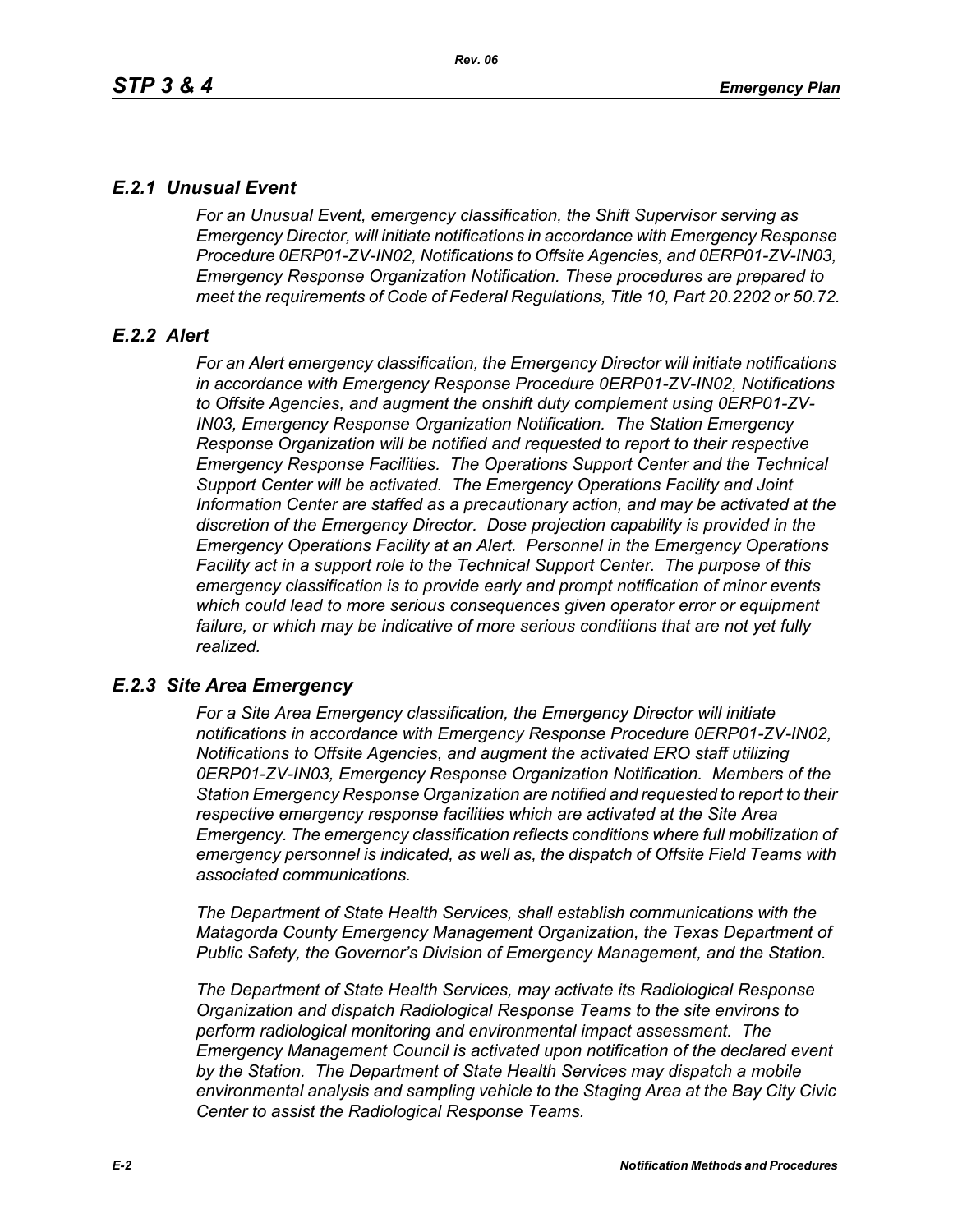### *E.2.1 Unusual Event*

*For an Unusual Event, emergency classification, the Shift Supervisor serving as Emergency Director, will initiate notifications in accordance with Emergency Response Procedure 0ERP01-ZV-IN02, Notifications to Offsite Agencies, and 0ERP01-ZV-IN03, Emergency Response Organization Notification. These procedures are prepared to meet the requirements of Code of Federal Regulations, Title 10, Part 20.2202 or 50.72.*

### *E.2.2 Alert*

*For an Alert emergency classification, the Emergency Director will initiate notifications in accordance with Emergency Response Procedure 0ERP01-ZV-IN02, Notifications to Offsite Agencies, and augment the onshift duty complement using 0ERP01-ZV-IN03, Emergency Response Organization Notification. The Station Emergency Response Organization will be notified and requested to report to their respective Emergency Response Facilities. The Operations Support Center and the Technical Support Center will be activated. The Emergency Operations Facility and Joint Information Center are staffed as a precautionary action, and may be activated at the discretion of the Emergency Director. Dose projection capability is provided in the Emergency Operations Facility at an Alert. Personnel in the Emergency Operations Facility act in a support role to the Technical Support Center. The purpose of this emergency classification is to provide early and prompt notification of minor events which could lead to more serious consequences given operator error or equipment failure, or which may be indicative of more serious conditions that are not yet fully realized.*

### *E.2.3 Site Area Emergency*

*For a Site Area Emergency classification, the Emergency Director will initiate notifications in accordance with Emergency Response Procedure 0ERP01-ZV-IN02, Notifications to Offsite Agencies, and augment the activated ERO staff utilizing 0ERP01-ZV-IN03, Emergency Response Organization Notification. Members of the Station Emergency Response Organization are notified and requested to report to their respective emergency response facilities which are activated at the Site Area Emergency. The emergency classification reflects conditions where full mobilization of emergency personnel is indicated, as well as, the dispatch of Offsite Field Teams with associated communications.*

*The Department of State Health Services, shall establish communications with the Matagorda County Emergency Management Organization, the Texas Department of Public Safety, the Governor's Division of Emergency Management, and the Station.*

*The Department of State Health Services, may activate its Radiological Response Organization and dispatch Radiological Response Teams to the site environs to perform radiological monitoring and environmental impact assessment. The Emergency Management Council is activated upon notification of the declared event by the Station. The Department of State Health Services may dispatch a mobile environmental analysis and sampling vehicle to the Staging Area at the Bay City Civic Center to assist the Radiological Response Teams.*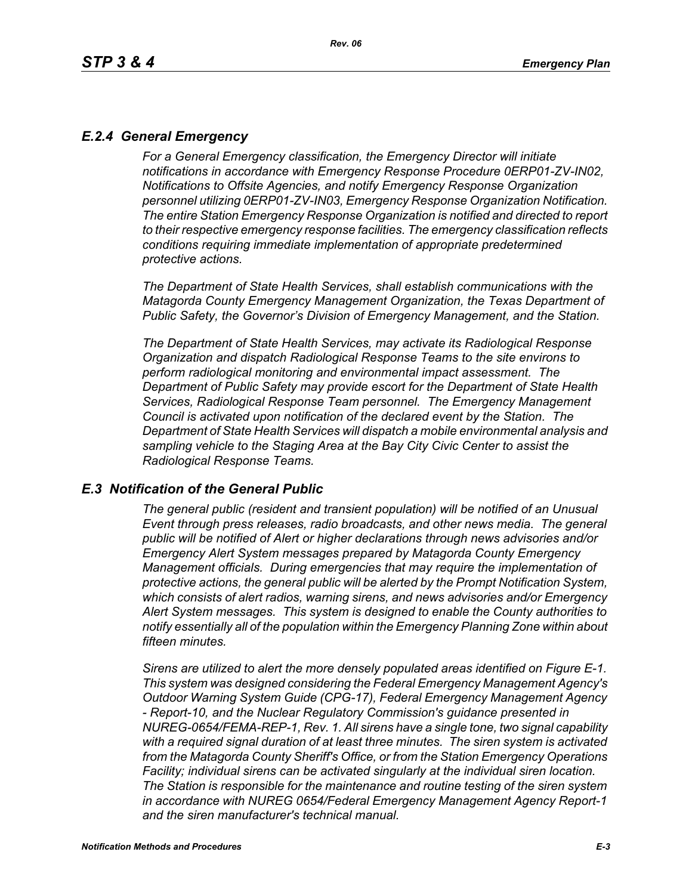## *E.2.4 General Emergency*

*For a General Emergency classification, the Emergency Director will initiate notifications in accordance with Emergency Response Procedure 0ERP01-ZV-IN02, Notifications to Offsite Agencies, and notify Emergency Response Organization personnel utilizing 0ERP01-ZV-IN03, Emergency Response Organization Notification. The entire Station Emergency Response Organization is notified and directed to report to their respective emergency response facilities. The emergency classification reflects conditions requiring immediate implementation of appropriate predetermined protective actions.*

*The Department of State Health Services, shall establish communications with the Matagorda County Emergency Management Organization, the Texas Department of Public Safety, the Governor's Division of Emergency Management, and the Station.*

*The Department of State Health Services, may activate its Radiological Response Organization and dispatch Radiological Response Teams to the site environs to perform radiological monitoring and environmental impact assessment. The Department of Public Safety may provide escort for the Department of State Health Services, Radiological Response Team personnel. The Emergency Management Council is activated upon notification of the declared event by the Station. The Department of State Health Services will dispatch a mobile environmental analysis and sampling vehicle to the Staging Area at the Bay City Civic Center to assist the Radiological Response Teams.*

## *E.3 Notification of the General Public*

*The general public (resident and transient population) will be notified of an Unusual Event through press releases, radio broadcasts, and other news media. The general public will be notified of Alert or higher declarations through news advisories and/or Emergency Alert System messages prepared by Matagorda County Emergency Management officials. During emergencies that may require the implementation of protective actions, the general public will be alerted by the Prompt Notification System, which consists of alert radios, warning sirens, and news advisories and/or Emergency Alert System messages. This system is designed to enable the County authorities to notify essentially all of the population within the Emergency Planning Zone within about fifteen minutes.*

*Sirens are utilized to alert the more densely populated areas identified on Figure E-1. This system was designed considering the Federal Emergency Management Agency's Outdoor Warning System Guide (CPG-17), Federal Emergency Management Agency - Report-10, and the Nuclear Regulatory Commission's guidance presented in NUREG-0654/FEMA-REP-1, Rev. 1. All sirens have a single tone, two signal capability with a required signal duration of at least three minutes. The siren system is activated from the Matagorda County Sheriff's Office, or from the Station Emergency Operations Facility; individual sirens can be activated singularly at the individual siren location. The Station is responsible for the maintenance and routine testing of the siren system in accordance with NUREG 0654/Federal Emergency Management Agency Report-1 and the siren manufacturer's technical manual.*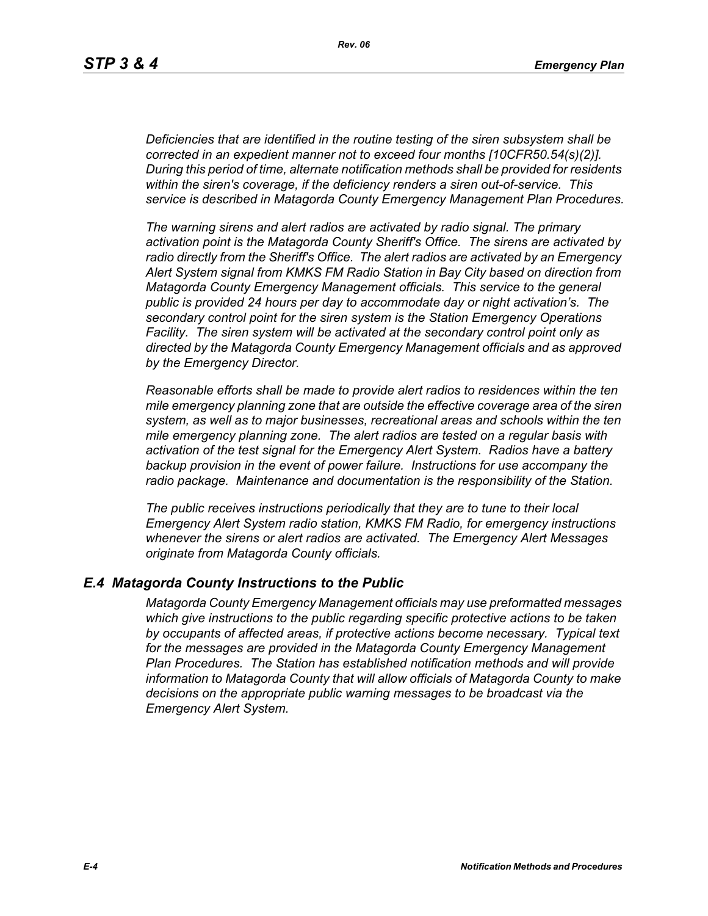*Deficiencies that are identified in the routine testing of the siren subsystem shall be corrected in an expedient manner not to exceed four months [10CFR50.54(s)(2)]. During this period of time, alternate notification methods shall be provided for residents within the siren's coverage, if the deficiency renders a siren out-of-service. This service is described in Matagorda County Emergency Management Plan Procedures.*

*The warning sirens and alert radios are activated by radio signal. The primary activation point is the Matagorda County Sheriff's Office. The sirens are activated by radio directly from the Sheriff's Office. The alert radios are activated by an Emergency Alert System signal from KMKS FM Radio Station in Bay City based on direction from Matagorda County Emergency Management officials. This service to the general public is provided 24 hours per day to accommodate day or night activation's. The secondary control point for the siren system is the Station Emergency Operations Facility. The siren system will be activated at the secondary control point only as directed by the Matagorda County Emergency Management officials and as approved by the Emergency Director.*

*Reasonable efforts shall be made to provide alert radios to residences within the ten mile emergency planning zone that are outside the effective coverage area of the siren system, as well as to major businesses, recreational areas and schools within the ten mile emergency planning zone. The alert radios are tested on a regular basis with activation of the test signal for the Emergency Alert System. Radios have a battery backup provision in the event of power failure. Instructions for use accompany the radio package. Maintenance and documentation is the responsibility of the Station.*

*The public receives instructions periodically that they are to tune to their local Emergency Alert System radio station, KMKS FM Radio, for emergency instructions whenever the sirens or alert radios are activated. The Emergency Alert Messages originate from Matagorda County officials.*

## *E.4 Matagorda County Instructions to the Public*

*Matagorda County Emergency Management officials may use preformatted messages which give instructions to the public regarding specific protective actions to be taken by occupants of affected areas, if protective actions become necessary. Typical text for the messages are provided in the Matagorda County Emergency Management Plan Procedures. The Station has established notification methods and will provide information to Matagorda County that will allow officials of Matagorda County to make decisions on the appropriate public warning messages to be broadcast via the Emergency Alert System.*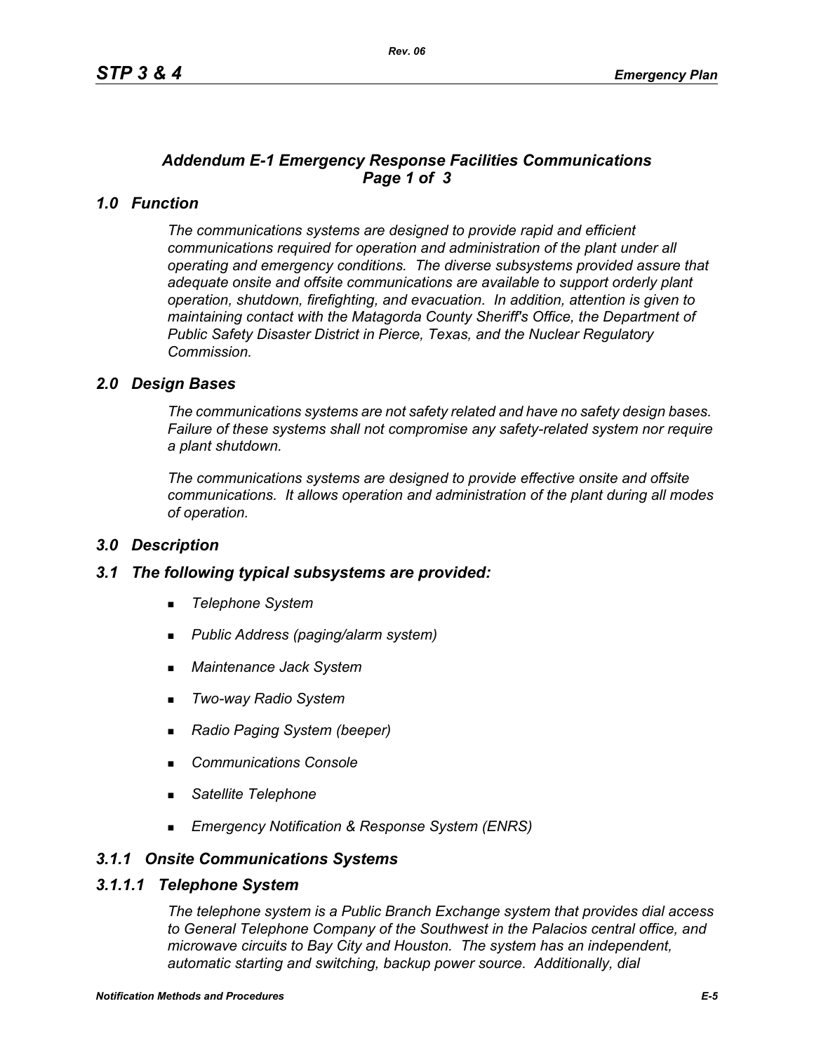## *Addendum E-1 Emergency Response Facilities Communications*
## *Page 1 of 3*

## *1.0 Function*

*The communications systems are designed to provide rapid and efficient communications required for operation and administration of the plant under all operating and emergency conditions. The diverse subsystems provided assure that adequate onsite and offsite communications are available to support orderly plant operation, shutdown, firefighting, and evacuation. In addition, attention is given to maintaining contact with the Matagorda County Sheriff's Office, the Department of Public Safety Disaster District in Pierce, Texas, and the Nuclear Regulatory Commission.*

## *2.0 Design Bases*

*The communications systems are not safety related and have no safety design bases. Failure of these systems shall not compromise any safety-related system nor require a plant shutdown.*

*The communications systems are designed to provide effective onsite and offsite communications. It allows operation and administration of the plant during all modes of operation.*

## *3.0 Description*

### *3.1 The following typical subsystems are provided:*

- *Telephone System*
- *Public Address (paging/alarm system)*
- *Maintenance Jack System*
- *Two-way Radio System*
- *Radio Paging System (beeper)*
- *Communications Console*
- *Satellite Telephone*
- *Emergency Notification & Response System (ENRS)*

### *3.1.1 Onsite Communications Systems*

#### *3.1.1.1 Telephone System*

*The telephone system is a Public Branch Exchange system that provides dial access to General Telephone Company of the Southwest in the Palacios central office, and microwave circuits to Bay City and Houston. The system has an independent, automatic starting and switching, backup power source. Additionally, dial*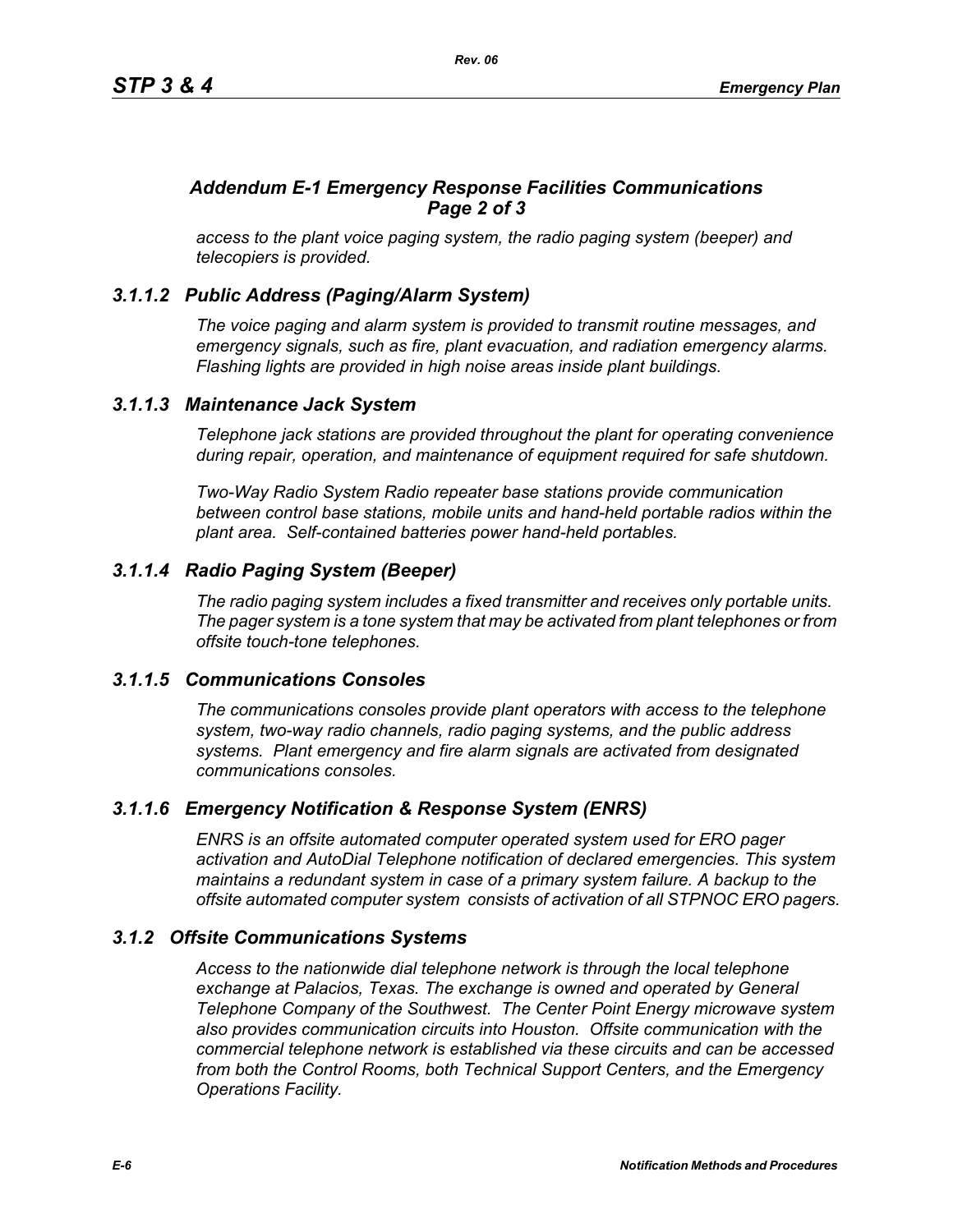## *Addendum E-1 Emergency Response Facilities Communications Page 2 of 3*

*access to the plant voice paging system, the radio paging system (beeper) and telecopiers is provided.*

### *3.1.1.2 Public Address (Paging/Alarm System)*

*The voice paging and alarm system is provided to transmit routine messages, and emergency signals, such as fire, plant evacuation, and radiation emergency alarms. Flashing lights are provided in high noise areas inside plant buildings.*

### *3.1.1.3 Maintenance Jack System*

*Telephone jack stations are provided throughout the plant for operating convenience during repair, operation, and maintenance of equipment required for safe shutdown.*

*Two-Way Radio System Radio repeater base stations provide communication between control base stations, mobile units and hand-held portable radios within the plant area. Self-contained batteries power hand-held portables.*

### *3.1.1.4 Radio Paging System (Beeper)*

*The radio paging system includes a fixed transmitter and receives only portable units. The pager system is a tone system that may be activated from plant telephones or from offsite touch-tone telephones.*

### *3.1.1.5 Communications Consoles*

*The communications consoles provide plant operators with access to the telephone system, two-way radio channels, radio paging systems, and the public address systems. Plant emergency and fire alarm signals are activated from designated communications consoles.*

### *3.1.1.6 Emergency Notification & Response System (ENRS)*

*ENRS is an offsite automated computer operated system used for ERO pager activation and AutoDial Telephone notification of declared emergencies. This system maintains a redundant system in case of a primary system failure. A backup to the offsite automated computer system consists of activation of all STPNOC ERO pagers.*

### *3.1.2 Offsite Communications Systems*

*Access to the nationwide dial telephone network is through the local telephone exchange at Palacios, Texas. The exchange is owned and operated by General Telephone Company of the Southwest. The Center Point Energy microwave system also provides communication circuits into Houston. Offsite communication with the commercial telephone network is established via these circuits and can be accessed from both the Control Rooms, both Technical Support Centers, and the Emergency Operations Facility.*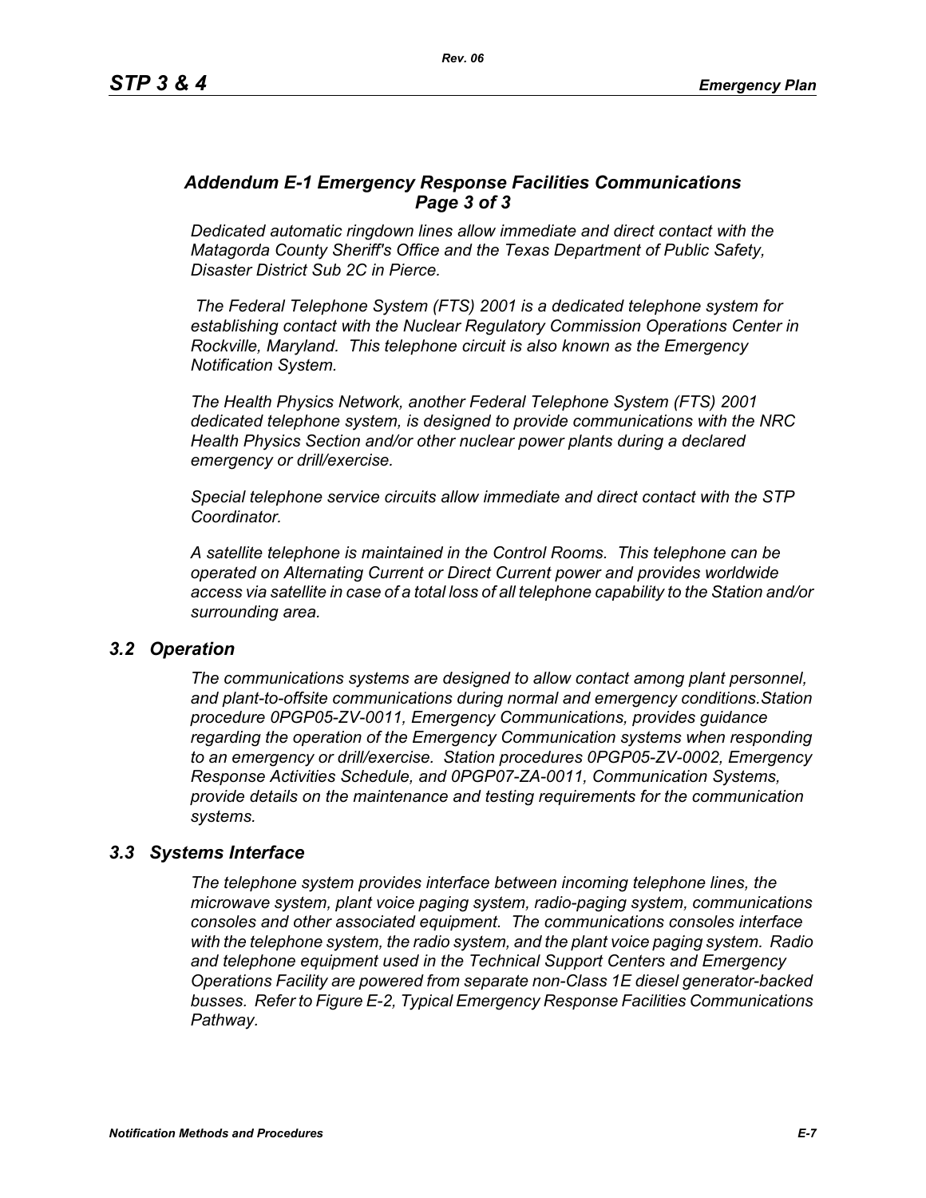### *Addendum E-1 Emergency Response Facilities Communications Page 3 of 3*

*Dedicated automatic ringdown lines allow immediate and direct contact with the Matagorda County Sheriff's Office and the Texas Department of Public Safety, Disaster District Sub 2C in Pierce.*

*The Federal Telephone System (FTS) 2001 is a dedicated telephone system for establishing contact with the Nuclear Regulatory Commission Operations Center in Rockville, Maryland. This telephone circuit is also known as the Emergency Notification System.*

*The Health Physics Network, another Federal Telephone System (FTS) 2001 dedicated telephone system, is designed to provide communications with the NRC Health Physics Section and/or other nuclear power plants during a declared emergency or drill/exercise.*

*Special telephone service circuits allow immediate and direct contact with the STP Coordinator.*

*A satellite telephone is maintained in the Control Rooms. This telephone can be operated on Alternating Current or Direct Current power and provides worldwide access via satellite in case of a total loss of all telephone capability to the Station and/or surrounding area.*

## *3.2 Operation*

*The communications systems are designed to allow contact among plant personnel, and plant-to-offsite communications during normal and emergency conditions.Station procedure 0PGP05-ZV-0011, Emergency Communications, provides guidance regarding the operation of the Emergency Communication systems when responding to an emergency or drill/exercise. Station procedures 0PGP05-ZV-0002, Emergency Response Activities Schedule, and 0PGP07-ZA-0011, Communication Systems, provide details on the maintenance and testing requirements for the communication systems.*

## *3.3 Systems Interface*

*The telephone system provides interface between incoming telephone lines, the microwave system, plant voice paging system, radio-paging system, communications consoles and other associated equipment. The communications consoles interface with the telephone system, the radio system, and the plant voice paging system. Radio and telephone equipment used in the Technical Support Centers and Emergency Operations Facility are powered from separate non-Class 1E diesel generator-backed busses. Refer to Figure E-2, Typical Emergency Response Facilities Communications Pathway.*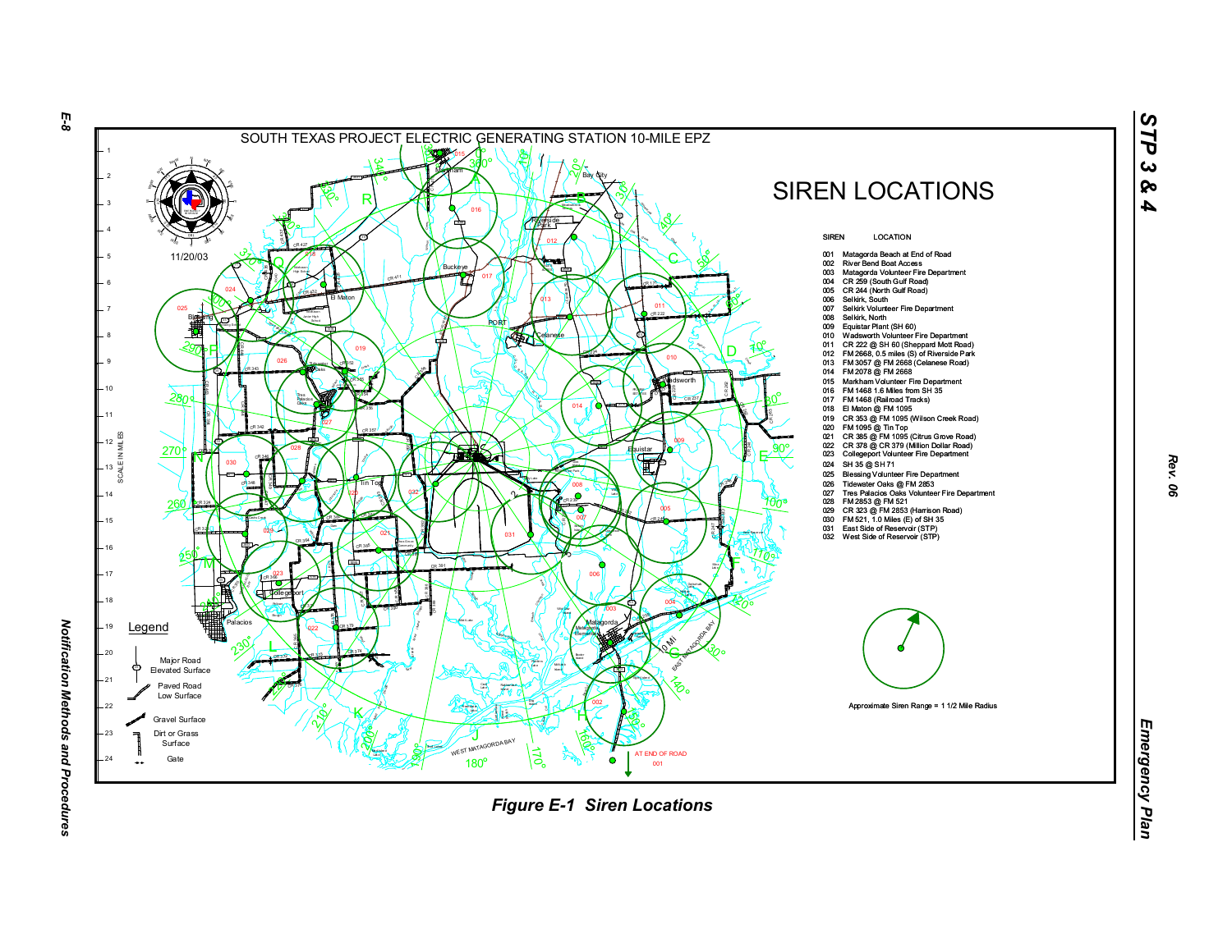SOUTH TEXAS PROJECT ELECTRIC GENERATING STATION 10-MILE EPZ

# SIREN LOCATIONS

11/20/03

| SIREN | LOCATION |
|---|---|
| 001 | Matagorda Beach at End of Road |
| 002 | River Bend Boat Access |
| 003 | Matagorda Volunteer Fire Department |
| 004 | CR 259 (South Gulf Road) |
| 005 | CR 244 (North Gulf Road) |
| 006 | Selkirk, South |
| 007 | Selkirk Volunteer Fire Department |
| 008 | Selkirk, North |
| 009 | Equistar Plant (SH 60) |
| 010 | Wadsworth Volunteer Fire Department |
| 011 | CR 222 @ SH 60 (Sheppard Mott Road) |
| 012 | FM 2668, 0.5 miles (S) of Riverside Park |
| 013 | FM 3057 @ FM 2668 (Celanese Road) |
| 014 | FM 2078 @ FM 2668 |
| 015 | Markham Volunteer Fire Department |
| 016 | FM 1468 1.6 Miles from SH 35 |
| 017 | FM 1468 (Railroad Tracks) |
| 018 | El Maton @ FM 1095 |
| 019 | CR 353 @ FM 1095 (Wilson Creek Road) |
| 020 | FM 1095 @ Tin Top |
| 021 | CR 385 @ FM 1095 (Citrus Grove Road) |
| 022 | CR 378 @ CR 379 (Million Dollar Road) |
| 023 | Collegeport Volunteer Fire Department |
| 024 | SH 35 @ SH 71 |
| 025 | Blessing Volunteer Fire Department |
| 026 | Tidewater Oaks @ FM 2853 |
| 027 | Tres Palacios Oaks Volunteer Fire Department |
| 028 | FM 2853 @ FM 521 |
| 029 | CR 323 @ FM 2853 (Harrison Road) |
| 030 | FM 521, 1.0 Miles (E) of SH 35 |
| 031 | East Side of Reservoir (STP) |
| 032 | West Side of Reservoir (STP) |

Approximate Siren Range = 1 1/2 Mile Radius

Legend

- Major Road Elevated Surface
- Paved Road Low Surface
- Gravel Surface
- Dirt or Grass Surface
- Gate

SCALE IN MILES

*Figure E-1 Siren Locations*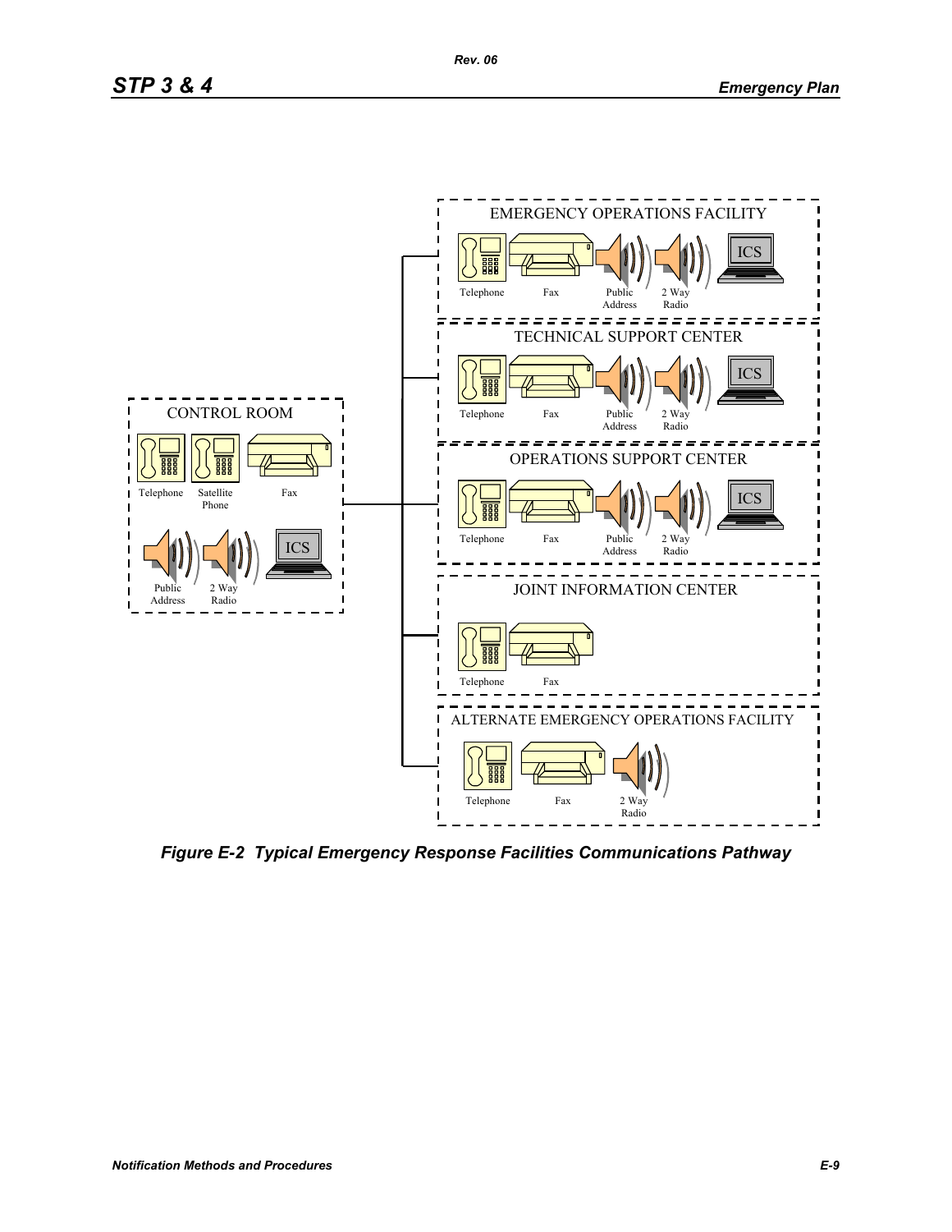CONTROL ROOM

Telephone, Satellite Phone, Fax, Public Address, 2 Way Radio, ICS

EMERGENCY OPERATIONS FACILITY

Telephone, Fax, Public Address, 2 Way Radio, ICS

TECHNICAL SUPPORT CENTER

Telephone, Fax, Public Address, 2 Way Radio, ICS

OPERATIONS SUPPORT CENTER

Telephone, Fax, Public Address, 2 Way Radio, ICS

JOINT INFORMATION CENTER

Telephone, Fax

ALTERNATE EMERGENCY OPERATIONS FACILITY

Telephone, Fax, 2 Way Radio

***Figure E-2 Typical Emergency Response Facilities Communications Pathway***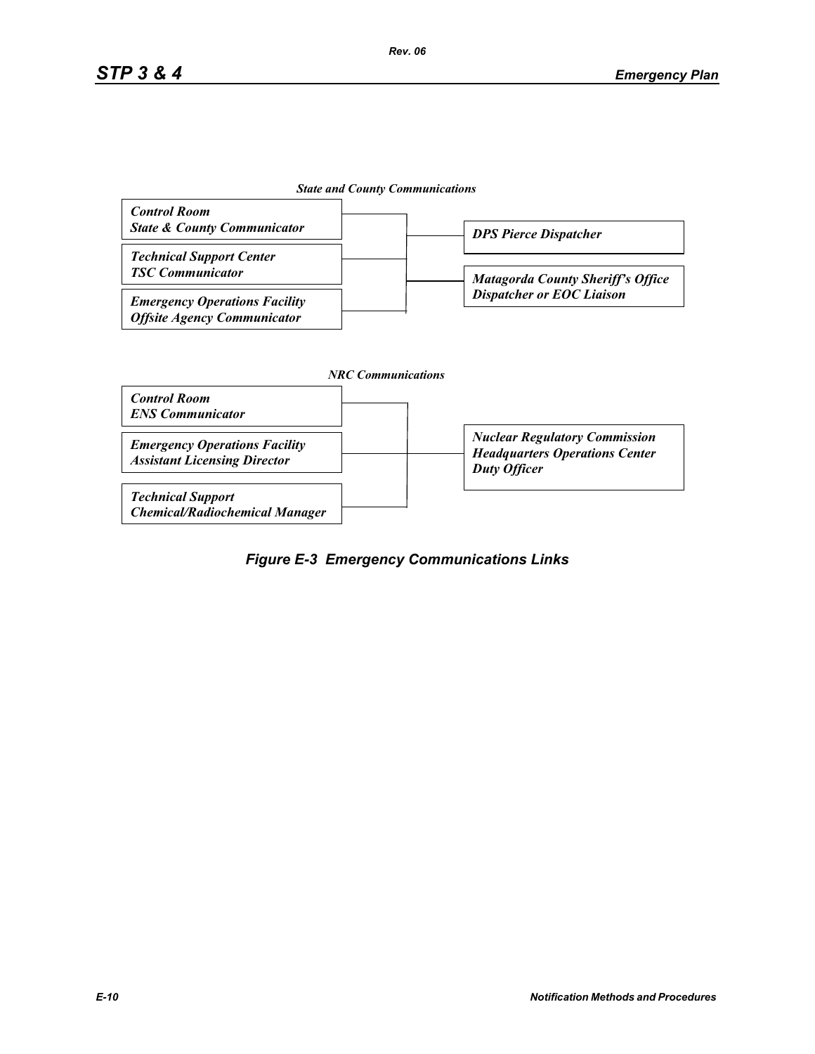*State and County Communications*

*Control Room*
*State & County Communicator*

*Technical Support Center*
*TSC Communicator*

*Emergency Operations Facility*
*Offsite Agency Communicator*

*DPS Pierce Dispatcher*

*Matagorda County Sheriff's Office*
*Dispatcher or EOC Liaison*

*NRC Communications*

*Control Room*
*ENS Communicator*

*Emergency Operations Facility*
*Assistant Licensing Director*

*Technical Support*
*Chemical/Radiochemical Manager*

*Nuclear Regulatory Commission*
*Headquarters Operations Center*
*Duty Officer*

***Figure E-3 Emergency Communications Links***